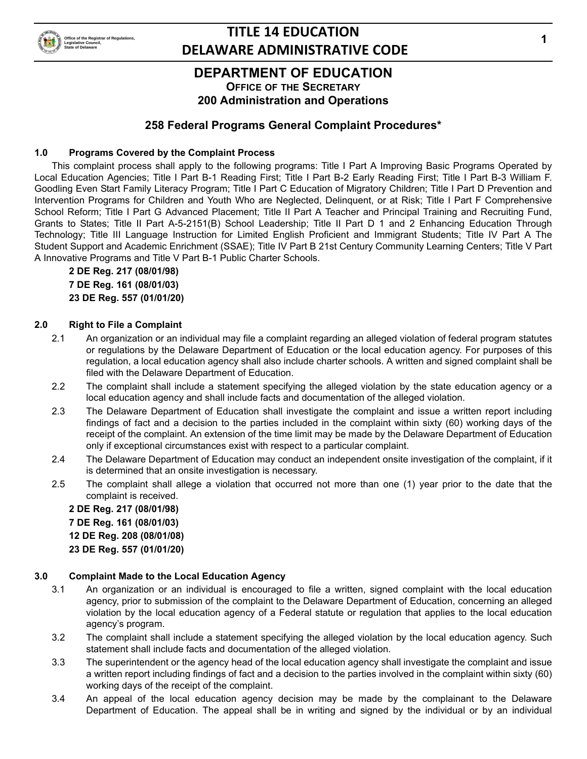# DEPARTMENT OF EDUCATION

## OFFICE OF THE SECRETARY

## 200 Administration and Operations

### 258 Federal Programs General Complaint Procedures*

**1.0 Programs Covered by the Complaint Process**

This complaint process shall apply to the following programs: Title I Part A Improving Basic Programs Operated by Local Education Agencies; Title I Part B-1 Reading First; Title I Part B-2 Early Reading First; Title I Part B-3 William F. Goodling Even Start Family Literacy Program; Title I Part C Education of Migratory Children; Title I Part D Prevention and Intervention Programs for Children and Youth Who are Neglected, Delinquent, or at Risk; Title I Part F Comprehensive School Reform; Title I Part G Advanced Placement; Title II Part A Teacher and Principal Training and Recruiting Fund, Grants to States; Title II Part A-5-2151(B) School Leadership; Title II Part D 1 and 2 Enhancing Education Through Technology; Title III Language Instruction for Limited English Proficient and Immigrant Students; Title IV Part A The Student Support and Academic Enrichment (SSAE); Title IV Part B 21st Century Community Learning Centers; Title V Part A Innovative Programs and Title V Part B-1 Public Charter Schools.

**2 DE Reg. 217 (08/01/98)**
**7 DE Reg. 161 (08/01/03)**
**23 DE Reg. 557 (01/01/20)**

**2.0 Right to File a Complaint**

2.1 An organization or an individual may file a complaint regarding an alleged violation of federal program statutes or regulations by the Delaware Department of Education or the local education agency. For purposes of this regulation, a local education agency shall also include charter schools. A written and signed complaint shall be filed with the Delaware Department of Education.

2.2 The complaint shall include a statement specifying the alleged violation by the state education agency or a local education agency and shall include facts and documentation of the alleged violation.

2.3 The Delaware Department of Education shall investigate the complaint and issue a written report including findings of fact and a decision to the parties included in the complaint within sixty (60) working days of the receipt of the complaint. An extension of the time limit may be made by the Delaware Department of Education only if exceptional circumstances exist with respect to a particular complaint.

2.4 The Delaware Department of Education may conduct an independent onsite investigation of the complaint, if it is determined that an onsite investigation is necessary.

2.5 The complaint shall allege a violation that occurred not more than one (1) year prior to the date that the complaint is received.

**2 DE Reg. 217 (08/01/98)**
**7 DE Reg. 161 (08/01/03)**
**12 DE Reg. 208 (08/01/08)**
**23 DE Reg. 557 (01/01/20)**

**3.0 Complaint Made to the Local Education Agency**

3.1 An organization or an individual is encouraged to file a written, signed complaint with the local education agency, prior to submission of the complaint to the Delaware Department of Education, concerning an alleged violation by the local education agency of a Federal statute or regulation that applies to the local education agency's program.

3.2 The complaint shall include a statement specifying the alleged violation by the local education agency. Such statement shall include facts and documentation of the alleged violation.

3.3 The superintendent or the agency head of the local education agency shall investigate the complaint and issue a written report including findings of fact and a decision to the parties involved in the complaint within sixty (60) working days of the receipt of the complaint.

3.4 An appeal of the local education agency decision may be made by the complainant to the Delaware Department of Education. The appeal shall be in writing and signed by the individual or by an individual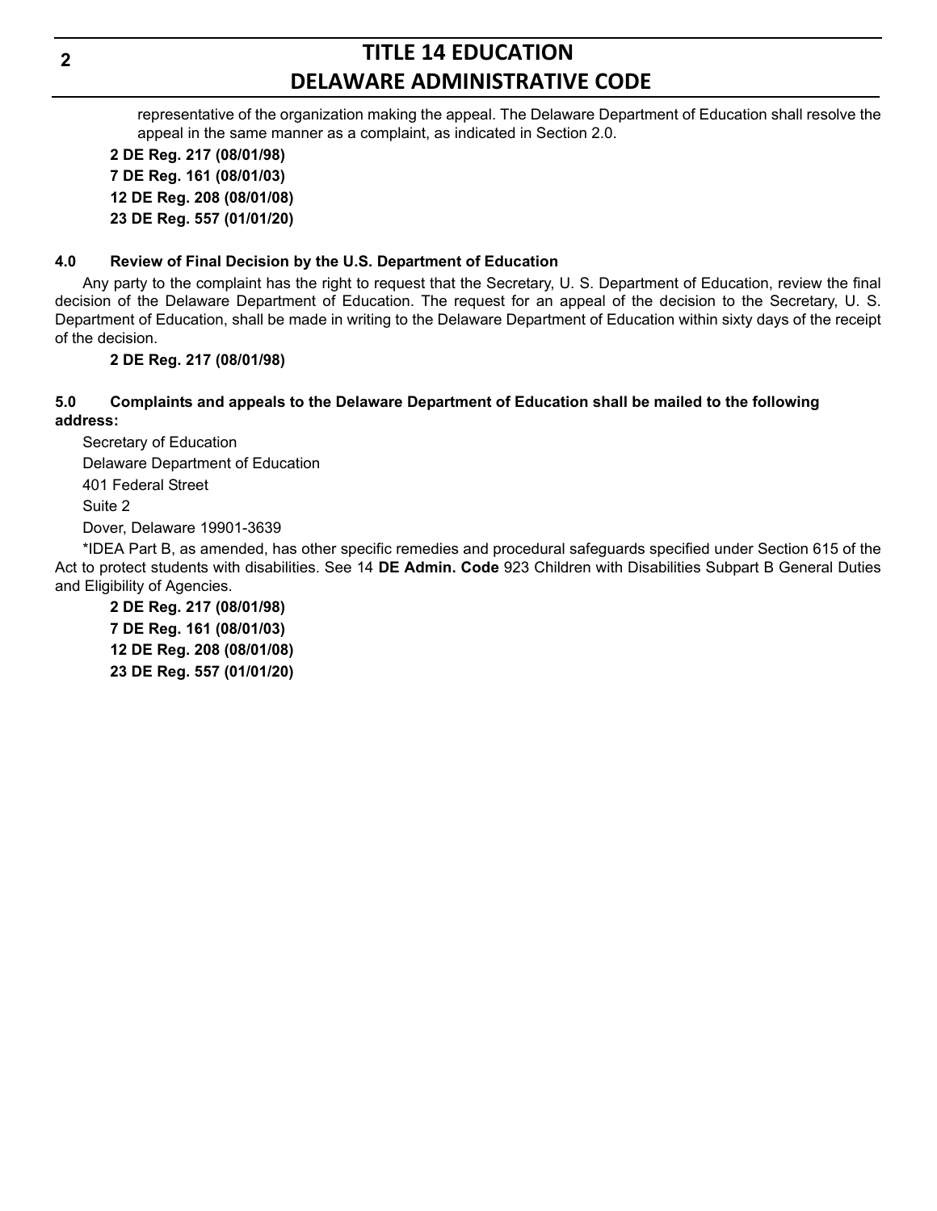representative of the organization making the appeal. The Delaware Department of Education shall resolve the appeal in the same manner as a complaint, as indicated in Section 2.0.

**2 DE Reg. 217 (08/01/98)**
**7 DE Reg. 161 (08/01/03)**
**12 DE Reg. 208 (08/01/08)**
**23 DE Reg. 557 (01/01/20)**

### 4.0 Review of Final Decision by the U.S. Department of Education

Any party to the complaint has the right to request that the Secretary, U. S. Department of Education, review the final decision of the Delaware Department of Education. The request for an appeal of the decision to the Secretary, U. S. Department of Education, shall be made in writing to the Delaware Department of Education within sixty days of the receipt of the decision.

**2 DE Reg. 217 (08/01/98)**

### 5.0 Complaints and appeals to the Delaware Department of Education shall be mailed to the following address:

Secretary of Education
Delaware Department of Education
401 Federal Street
Suite 2
Dover, Delaware 19901-3639

*IDEA Part B, as amended, has other specific remedies and procedural safeguards specified under Section 615 of the Act to protect students with disabilities. See 14 **DE Admin. Code** 923 Children with Disabilities Subpart B General Duties and Eligibility of Agencies.

**2 DE Reg. 217 (08/01/98)**
**7 DE Reg. 161 (08/01/03)**
**12 DE Reg. 208 (08/01/08)**
**23 DE Reg. 557 (01/01/20)**